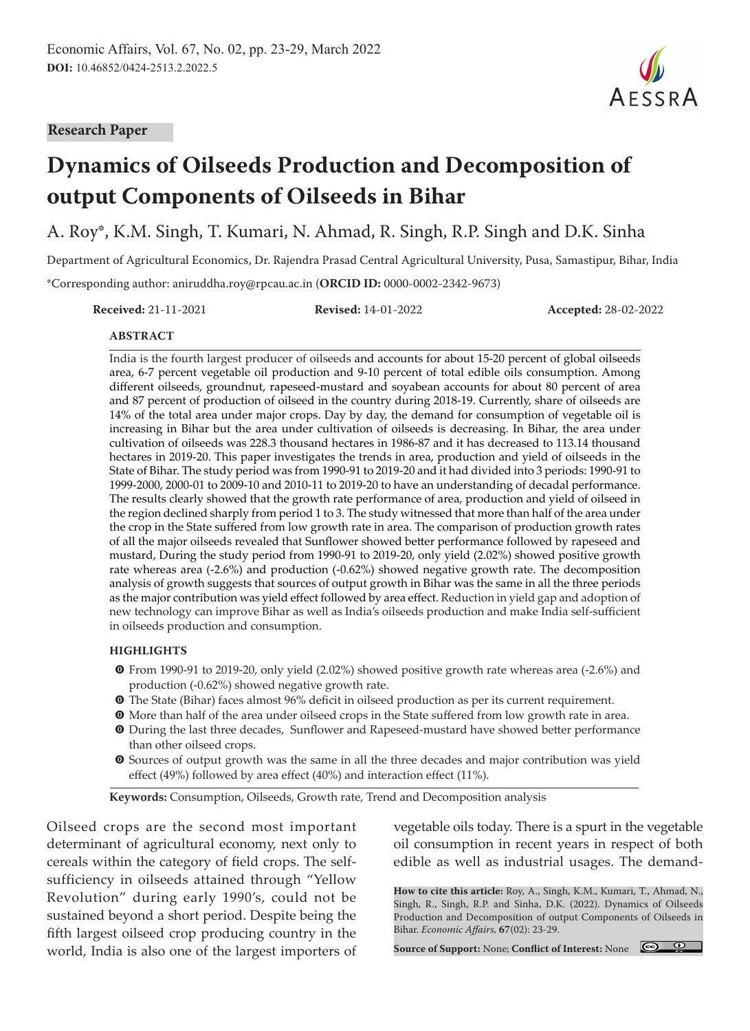Research Paper

# Dynamics of Oilseeds Production and Decomposition of output Components of Oilseeds in Bihar

A. Roy*, K.M. Singh, T. Kumari, N. Ahmad, R. Singh, R.P. Singh and D.K. Sinha

Department of Agricultural Economics, Dr. Rajendra Prasad Central Agricultural University, Pusa, Samastipur, Bihar, India

*Corresponding author: aniruddha.roy@rpcau.ac.in (**ORCID ID:** 0000-0002-2342-9673)

**Received:** 21-11-2021 **Revised:** 14-01-2022 **Accepted:** 28-02-2022

## ABSTRACT

India is the fourth largest producer of oilseeds and accounts for about 15-20 percent of global oilseeds area, 6-7 percent vegetable oil production and 9-10 percent of total edible oils consumption. Among different oilseeds, groundnut, rapeseed-mustard and soyabean accounts for about 80 percent of area and 87 percent of production of oilseed in the country during 2018-19. Currently, share of oilseeds are 14% of the total area under major crops. Day by day, the demand for consumption of vegetable oil is increasing in Bihar but the area under cultivation of oilseeds is decreasing. In Bihar, the area under cultivation of oilseeds was 228.3 thousand hectares in 1986-87 and it has decreased to 113.14 thousand hectares in 2019-20. This paper investigates the trends in area, production and yield of oilseeds in the State of Bihar. The study period was from 1990-91 to 2019-20 and it had divided into 3 periods: 1990-91 to 1999-2000, 2000-01 to 2009-10 and 2010-11 to 2019-20 to have an understanding of decadal performance. The results clearly showed that the growth rate performance of area, production and yield of oilseed in the region declined sharply from period 1 to 3. The study witnessed that more than half of the area under the crop in the State suffered from low growth rate in area. The comparison of production growth rates of all the major oilseeds revealed that Sunflower showed better performance followed by rapeseed and mustard, During the study period from 1990-91 to 2019-20, only yield (2.02%) showed positive growth rate whereas area (-2.6%) and production (-0.62%) showed negative growth rate. The decomposition analysis of growth suggests that sources of output growth in Bihar was the same in all the three periods as the major contribution was yield effect followed by area effect. Reduction in yield gap and adoption of new technology can improve Bihar as well as India's oilseeds production and make India self-sufficient in oilseeds production and consumption.

## HIGHLIGHTS

- From 1990-91 to 2019-20, only yield (2.02%) showed positive growth rate whereas area (-2.6%) and production (-0.62%) showed negative growth rate.
- The State (Bihar) faces almost 96% deficit in oilseed production as per its current requirement.
- More than half of the area under oilseed crops in the State suffered from low growth rate in area.
- During the last three decades, Sunflower and Rapeseed-mustard have showed better performance than other oilseed crops.
- Sources of output growth was the same in all the three decades and major contribution was yield effect (49%) followed by area effect (40%) and interaction effect (11%).

**Keywords:** Consumption, Oilseeds, Growth rate, Trend and Decomposition analysis

Oilseed crops are the second most important determinant of agricultural economy, next only to cereals within the category of field crops. The self-sufficiency in oilseeds attained through "Yellow Revolution" during early 1990's, could not be sustained beyond a short period. Despite being the fifth largest oilseed crop producing country in the world, India is also one of the largest importers of vegetable oils today. There is a spurt in the vegetable oil consumption in recent years in respect of both edible as well as industrial usages. The demand-

**How to cite this article:** Roy, A., Singh, K.M., Kumari, T., Ahmad, N., Singh, R., Singh, R.P. and Sinha, D.K. (2022). Dynamics of Oilseeds Production and Decomposition of output Components of Oilseeds in Bihar. *Economic Affairs*, **67**(02): 23-29.

**Source of Support:** None; **Conflict of Interest:** None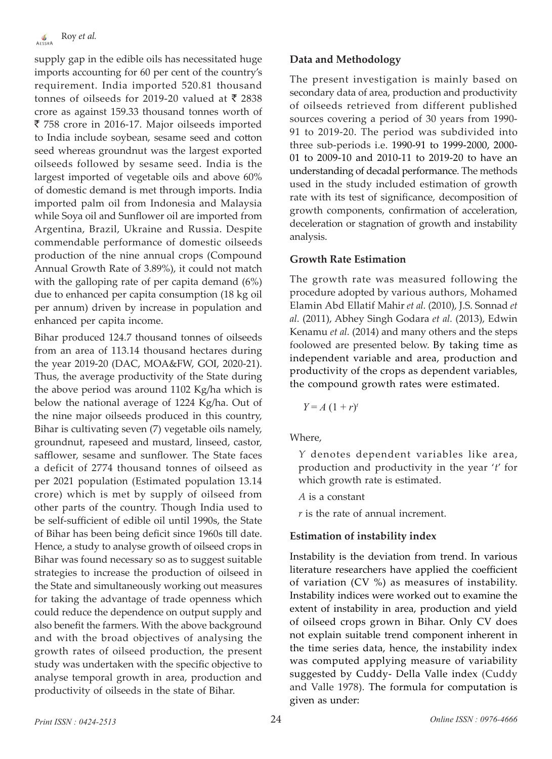supply gap in the edible oils has necessitated huge imports accounting for 60 per cent of the country's requirement. India imported 520.81 thousand tonnes of oilseeds for 2019-20 valued at ₹ 2838 crore as against 159.33 thousand tonnes worth of ₹ 758 crore in 2016-17. Major oilseeds imported to India include soybean, sesame seed and cotton seed whereas groundnut was the largest exported oilseeds followed by sesame seed. India is the largest imported of vegetable oils and above 60% of domestic demand is met through imports. India imported palm oil from Indonesia and Malaysia while Soya oil and Sunflower oil are imported from Argentina, Brazil, Ukraine and Russia. Despite commendable performance of domestic oilseeds production of the nine annual crops (Compound Annual Growth Rate of 3.89%), it could not match with the galloping rate of per capita demand (6%) due to enhanced per capita consumption (18 kg oil per annum) driven by increase in population and enhanced per capita income.

Bihar produced 124.7 thousand tonnes of oilseeds from an area of 113.14 thousand hectares during the year 2019-20 (DAC, MOA&FW, GOI, 2020-21). Thus, the average productivity of the State during the above period was around 1102 Kg/ha which is below the national average of 1224 Kg/ha. Out of the nine major oilseeds produced in this country, Bihar is cultivating seven (7) vegetable oils namely, groundnut, rapeseed and mustard, linseed, castor, safflower, sesame and sunflower. The State faces a deficit of 2774 thousand tonnes of oilseed as per 2021 population (Estimated population 13.14 crore) which is met by supply of oilseed from other parts of the country. Though India used to be self-sufficient of edible oil until 1990s, the State of Bihar has been being deficit since 1960s till date. Hence, a study to analyse growth of oilseed crops in Bihar was found necessary so as to suggest suitable strategies to increase the production of oilseed in the State and simultaneously working out measures for taking the advantage of trade openness which could reduce the dependence on output supply and also benefit the farmers. With the above background and with the broad objectives of analysing the growth rates of oilseed production, the present study was undertaken with the specific objective to analyse temporal growth in area, production and productivity of oilseeds in the state of Bihar.

## Data and Methodology

The present investigation is mainly based on secondary data of area, production and productivity of oilseeds retrieved from different published sources covering a period of 30 years from 1990-91 to 2019-20. The period was subdivided into three sub-periods i.e. 1990-91 to 1999-2000, 2000-01 to 2009-10 and 2010-11 to 2019-20 to have an understanding of decadal performance. The methods used in the study included estimation of growth rate with its test of significance, decomposition of growth components, confirmation of acceleration, deceleration or stagnation of growth and instability analysis.

### Growth Rate Estimation

The growth rate was measured following the procedure adopted by various authors, Mohamed Elamin Abd Ellatif Mahir *et al.* (2010), J.S. Sonnad *et al.* (2011), Abhey Singh Godara *et al.* (2013), Edwin Kenamu *et al.* (2014) and many others and the steps foolowed are presented below. By taking time as independent variable and area, production and productivity of the crops as dependent variables, the compound growth rates were estimated.

$$Y = A\,(1 + r)^t$$

Where,

$Y$ denotes dependent variables like area, production and productivity in the year '$t$' for which growth rate is estimated.

$A$ is a constant

$r$ is the rate of annual increment.

### Estimation of instability index

Instability is the deviation from trend. In various literature researchers have applied the coefficient of variation (CV %) as measures of instability. Instability indices were worked out to examine the extent of instability in area, production and yield of oilseed crops grown in Bihar. Only CV does not explain suitable trend component inherent in the time series data, hence, the instability index was computed applying measure of variability suggested by Cuddy- Della Valle index (Cuddy and Valle 1978). The formula for computation is given as under: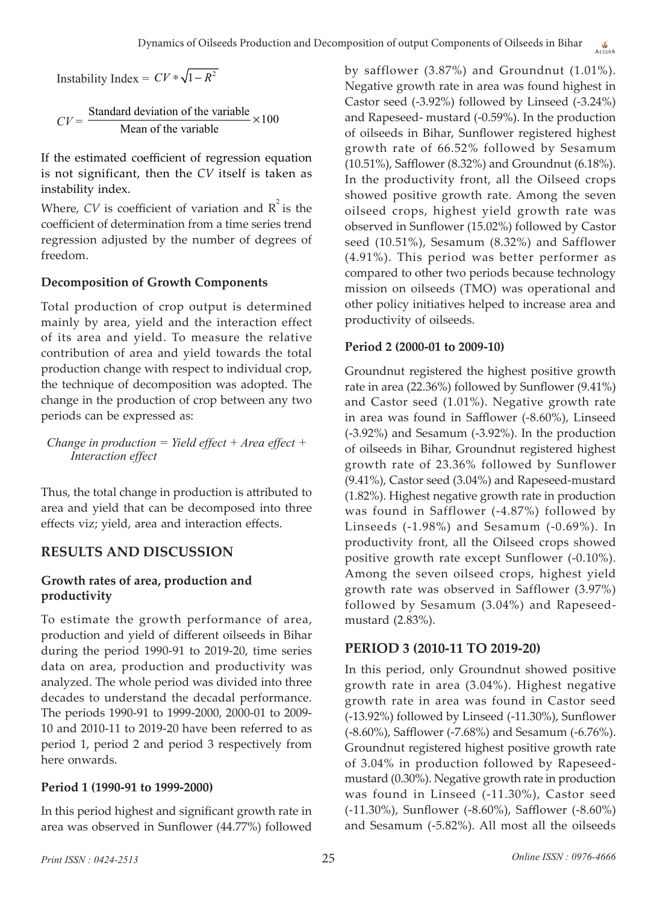Instability Index = $CV * \sqrt{1-R^2}$

$$CV = \frac{\text{Standard deviation of the variable}}{\text{Mean of the variable}} \times 100$$

If the estimated coefficient of regression equation is not significant, then the *CV* itself is taken as instability index.

Where, *CV* is coefficient of variation and $R^2$ is the coefficient of determination from a time series trend regression adjusted by the number of degrees of freedom.

### Decomposition of Growth Components

Total production of crop output is determined mainly by area, yield and the interaction effect of its area and yield. To measure the relative contribution of area and yield towards the total production change with respect to individual crop, the technique of decomposition was adopted. The change in the production of crop between any two periods can be expressed as:

*Change in production = Yield effect + Area effect + Interaction effect*

Thus, the total change in production is attributed to area and yield that can be decomposed into three effects viz; yield, area and interaction effects.

## RESULTS AND DISCUSSION

### Growth rates of area, production and productivity

To estimate the growth performance of area, production and yield of different oilseeds in Bihar during the period 1990-91 to 2019-20, time series data on area, production and productivity was analyzed. The whole period was divided into three decades to understand the decadal performance. The periods 1990-91 to 1999-2000, 2000-01 to 2009-10 and 2010-11 to 2019-20 have been referred to as period 1, period 2 and period 3 respectively from here onwards.

### Period 1 (1990-91 to 1999-2000)

In this period highest and significant growth rate in area was observed in Sunflower (44.77%) followed by safflower (3.87%) and Groundnut (1.01%). Negative growth rate in area was found highest in Castor seed (-3.92%) followed by Linseed (-3.24%) and Rapeseed- mustard (-0.59%). In the production of oilseeds in Bihar, Sunflower registered highest growth rate of 66.52% followed by Sesamum (10.51%), Safflower (8.32%) and Groundnut (6.18%). In the productivity front, all the Oilseed crops showed positive growth rate. Among the seven oilseed crops, highest yield growth rate was observed in Sunflower (15.02%) followed by Castor seed (10.51%), Sesamum (8.32%) and Safflower (4.91%). This period was better performer as compared to other two periods because technology mission on oilseeds (TMO) was operational and other policy initiatives helped to increase area and productivity of oilseeds.

### Period 2 (2000-01 to 2009-10)

Groundnut registered the highest positive growth rate in area (22.36%) followed by Sunflower (9.41%) and Castor seed (1.01%). Negative growth rate in area was found in Safflower (-8.60%), Linseed (-3.92%) and Sesamum (-3.92%). In the production of oilseeds in Bihar, Groundnut registered highest growth rate of 23.36% followed by Sunflower (9.41%), Castor seed (3.04%) and Rapeseed-mustard (1.82%). Highest negative growth rate in production was found in Safflower (-4.87%) followed by Linseeds (-1.98%) and Sesamum (-0.69%). In productivity front, all the Oilseed crops showed positive growth rate except Sunflower (-0.10%). Among the seven oilseed crops, highest yield growth rate was observed in Safflower (3.97%) followed by Sesamum (3.04%) and Rapeseed-mustard (2.83%).

## PERIOD 3 (2010-11 TO 2019-20)

In this period, only Groundnut showed positive growth rate in area (3.04%). Highest negative growth rate in area was found in Castor seed (-13.92%) followed by Linseed (-11.30%), Sunflower (-8.60%), Safflower (-7.68%) and Sesamum (-6.76%). Groundnut registered highest positive growth rate of 3.04% in production followed by Rapeseed-mustard (0.30%). Negative growth rate in production was found in Linseed (-11.30%), Castor seed (-11.30%), Sunflower (-8.60%), Safflower (-8.60%) and Sesamum (-5.82%). All most all the oilseeds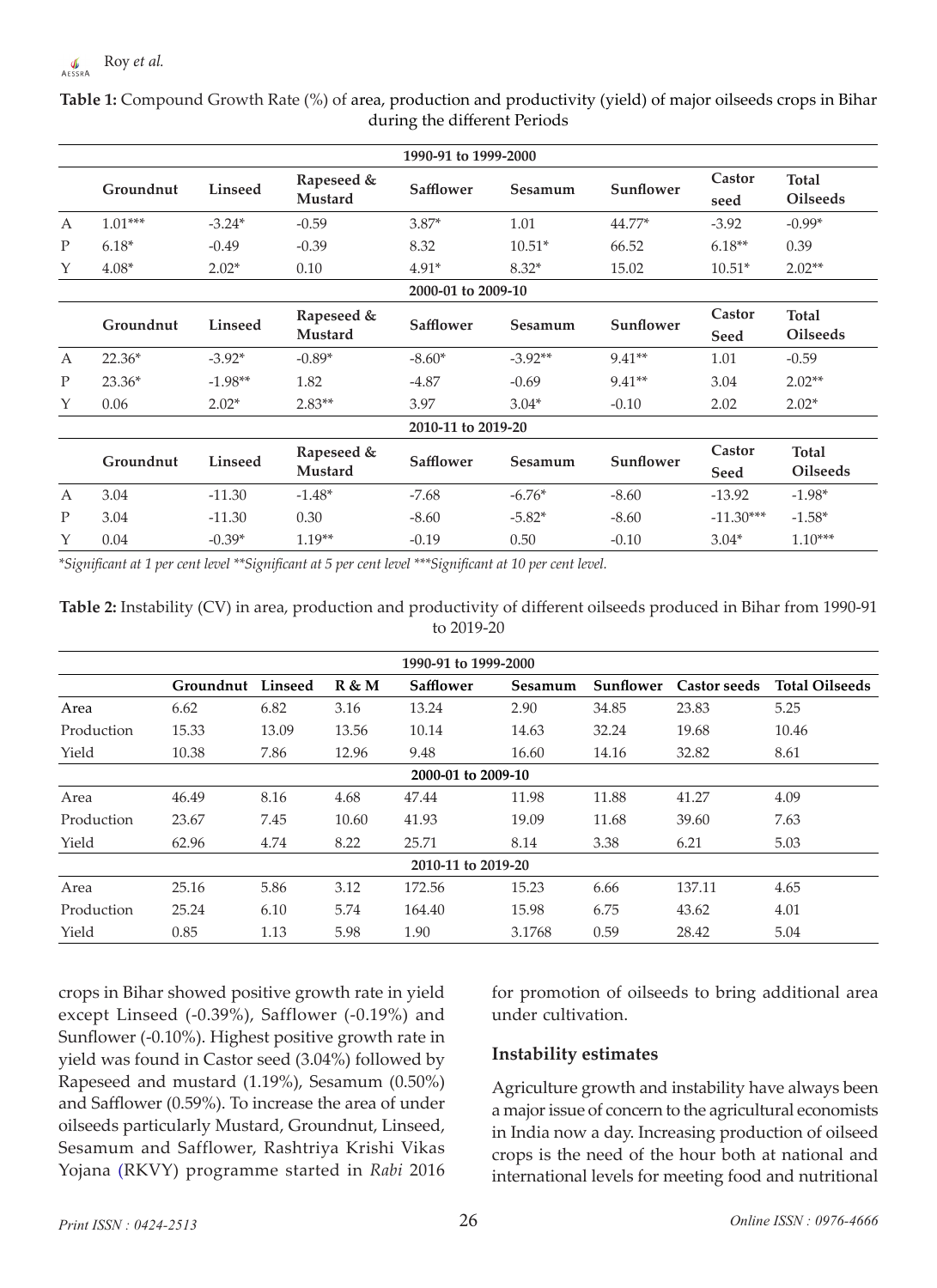**Table 1:** Compound Growth Rate (%) of area, production and productivity (yield) of major oilseeds crops in Bihar during the different Periods

| | Groundnut | Linseed | Rapeseed & Mustard | Safflower | Sesamum | Sunflower | Castor seed | Total Oilseeds |
|---|---|---|---|---|---|---|---|---|
| **1990-91 to 1999-2000** | | | | | | | | |
| A | 1.01*** | -3.24* | -0.59 | 3.87* | 1.01 | 44.77* | -3.92 | -0.99* |
| P | 6.18* | -0.49 | -0.39 | 8.32 | 10.51* | 66.52 | 6.18** | 0.39 |
| Y | 4.08* | 2.02* | 0.10 | 4.91* | 8.32* | 15.02 | 10.51* | 2.02** |
| **2000-01 to 2009-10** | | | | | | | | |
| | Groundnut | Linseed | Rapeseed & Mustard | Safflower | Sesamum | Sunflower | Castor Seed | Total Oilseeds |
| A | 22.36* | -3.92* | -0.89* | -8.60* | -3.92** | 9.41** | 1.01 | -0.59 |
| P | 23.36* | -1.98** | 1.82 | -4.87 | -0.69 | 9.41** | 3.04 | 2.02** |
| Y | 0.06 | 2.02* | 2.83** | 3.97 | 3.04* | -0.10 | 2.02 | 2.02* |
| **2010-11 to 2019-20** | | | | | | | | |
| | Groundnut | Linseed | Rapeseed & Mustard | Safflower | Sesamum | Sunflower | Castor Seed | Total Oilseeds |
| A | 3.04 | -11.30 | -1.48* | -7.68 | -6.76* | -8.60 | -13.92 | -1.98* |
| P | 3.04 | -11.30 | 0.30 | -8.60 | -5.82* | -8.60 | -11.30*** | -1.58* |
| Y | 0.04 | -0.39* | 1.19** | -0.19 | 0.50 | -0.10 | 3.04* | 1.10*** |

*\*Significant at 1 per cent level \*\*Significant at 5 per cent level \*\*\*Significant at 10 per cent level.*

**Table 2:** Instability (CV) in area, production and productivity of different oilseeds produced in Bihar from 1990-91 to 2019-20

| | Groundnut | Linseed | R & M | Safflower | Sesamum | Sunflower | Castor seeds | Total Oilseeds |
|---|---|---|---|---|---|---|---|---|
| **1990-91 to 1999-2000** | | | | | | | | |
| Area | 6.62 | 6.82 | 3.16 | 13.24 | 2.90 | 34.85 | 23.83 | 5.25 |
| Production | 15.33 | 13.09 | 13.56 | 10.14 | 14.63 | 32.24 | 19.68 | 10.46 |
| Yield | 10.38 | 7.86 | 12.96 | 9.48 | 16.60 | 14.16 | 32.82 | 8.61 |
| **2000-01 to 2009-10** | | | | | | | | |
| Area | 46.49 | 8.16 | 4.68 | 47.44 | 11.98 | 11.88 | 41.27 | 4.09 |
| Production | 23.67 | 7.45 | 10.60 | 41.93 | 19.09 | 11.68 | 39.60 | 7.63 |
| Yield | 62.96 | 4.74 | 8.22 | 25.71 | 8.14 | 3.38 | 6.21 | 5.03 |
| **2010-11 to 2019-20** | | | | | | | | |
| Area | 25.16 | 5.86 | 3.12 | 172.56 | 15.23 | 6.66 | 137.11 | 4.65 |
| Production | 25.24 | 6.10 | 5.74 | 164.40 | 15.98 | 6.75 | 43.62 | 4.01 |
| Yield | 0.85 | 1.13 | 5.98 | 1.90 | 3.1768 | 0.59 | 28.42 | 5.04 |

crops in Bihar showed positive growth rate in yield except Linseed (-0.39%), Safflower (-0.19%) and Sunflower (-0.10%). Highest positive growth rate in yield was found in Castor seed (3.04%) followed by Rapeseed and mustard (1.19%), Sesamum (0.50%) and Safflower (0.59%). To increase the area of under oilseeds particularly Mustard, Groundnut, Linseed, Sesamum and Safflower, Rashtriya Krishi Vikas Yojana (RKVY) programme started in *Rabi* 2016 for promotion of oilseeds to bring additional area under cultivation.

### Instability estimates

Agriculture growth and instability have always been a major issue of concern to the agricultural economists in India now a day. Increasing production of oilseed crops is the need of the hour both at national and international levels for meeting food and nutritional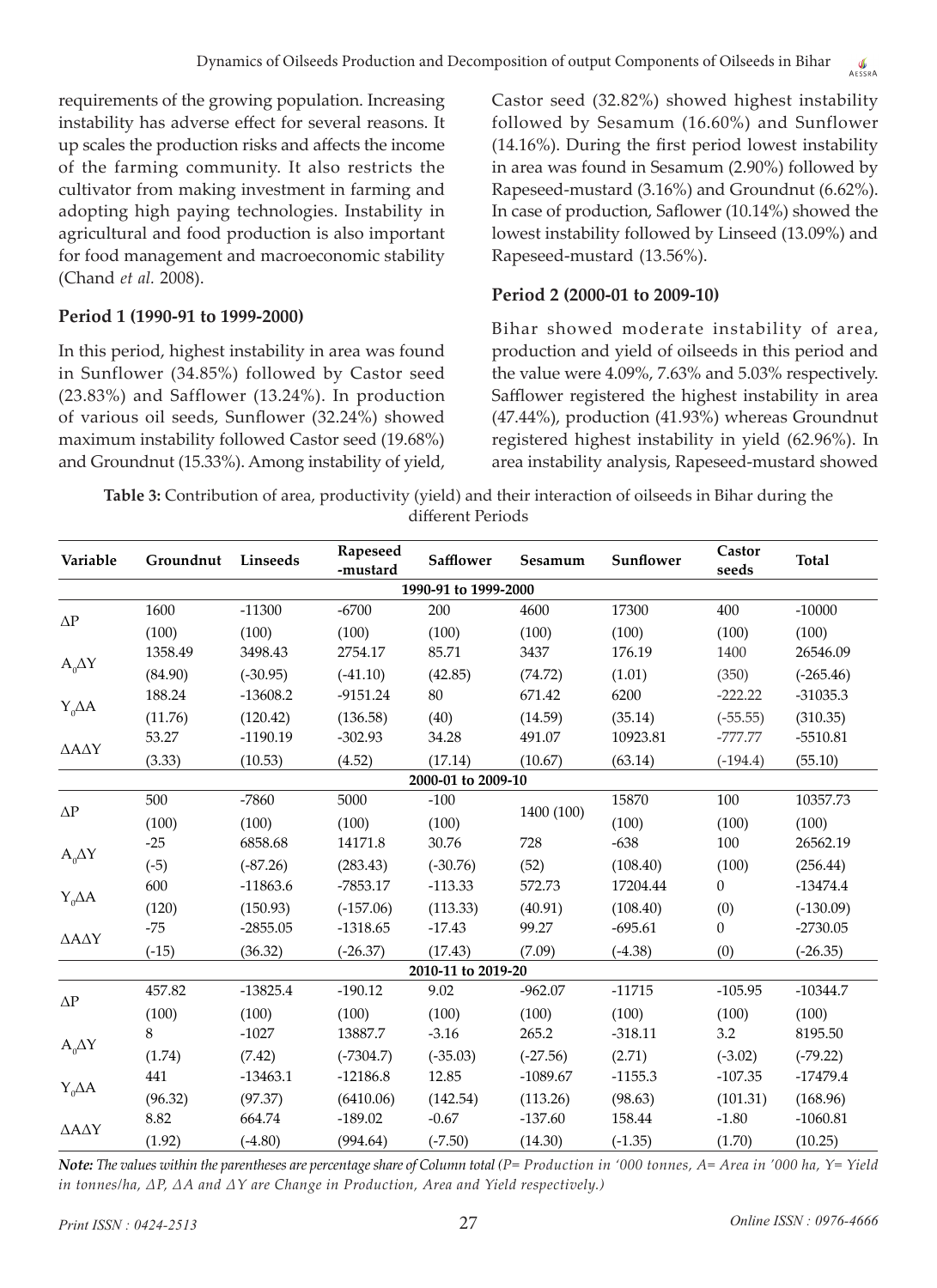requirements of the growing population. Increasing instability has adverse effect for several reasons. It up scales the production risks and affects the income of the farming community. It also restricts the cultivator from making investment in farming and adopting high paying technologies. Instability in agricultural and food production is also important for food management and macroeconomic stability (Chand *et al.* 2008).

### Period 1 (1990-91 to 1999-2000)

In this period, highest instability in area was found in Sunflower (34.85%) followed by Castor seed (23.83%) and Safflower (13.24%). In production of various oil seeds, Sunflower (32.24%) showed maximum instability followed Castor seed (19.68%) and Groundnut (15.33%). Among instability of yield, Castor seed (32.82%) showed highest instability followed by Sesamum (16.60%) and Sunflower (14.16%). During the first period lowest instability in area was found in Sesamum (2.90%) followed by Rapeseed-mustard (3.16%) and Groundnut (6.62%). In case of production, Saflower (10.14%) showed the lowest instability followed by Linseed (13.09%) and Rapeseed-mustard (13.56%).

### Period 2 (2000-01 to 2009-10)

Bihar showed moderate instability of area, production and yield of oilseeds in this period and the value were 4.09%, 7.63% and 5.03% respectively. Safflower registered the highest instability in area (47.44%), production (41.93%) whereas Groundnut registered highest instability in yield (62.96%). In area instability analysis, Rapeseed-mustard showed

**Table 3:** Contribution of area, productivity (yield) and their interaction of oilseeds in Bihar during the different Periods

| Variable | Groundnut | Linseeds | Rapeseed -mustard | Safflower | Sesamum | Sunflower | Castor seeds | Total |
|---|---|---|---|---|---|---|---|---|
| **1990-91 to 1999-2000** | | | | | | | | |
| $\Delta P$ | 1600 | -11300 | -6700 | 200 | 4600 | 17300 | 400 | -10000 |
| | (100) | (100) | (100) | (100) | (100) | (100) | (100) | (100) |
| $A_0\Delta Y$ | 1358.49 | 3498.43 | 2754.17 | 85.71 | 3437 | 176.19 | 1400 | 26546.09 |
| | (84.90) | (-30.95) | (-41.10) | (42.85) | (74.72) | (1.01) | (350) | (-265.46) |
| $Y_0\Delta A$ | 188.24 | -13608.2 | -9151.24 | 80 | 671.42 | 6200 | -222.22 | -31035.3 |
| | (11.76) | (120.42) | (136.58) | (40) | (14.59) | (35.14) | (-55.55) | (310.35) |
| $\Delta A\Delta Y$ | 53.27 | -1190.19 | -302.93 | 34.28 | 491.07 | 10923.81 | -777.77 | -5510.81 |
| | (3.33) | (10.53) | (4.52) | (17.14) | (10.67) | (63.14) | (-194.4) | (55.10) |
| **2000-01 to 2009-10** | | | | | | | | |
| $\Delta P$ | 500 | -7860 | 5000 | -100 | 1400 (100) | 15870 | 100 | 10357.73 |
| | (100) | (100) | (100) | (100) | | (100) | (100) | (100) |
| $A_0\Delta Y$ | -25 | 6858.68 | 14171.8 | 30.76 | 728 | -638 | 100 | 26562.19 |
| | (-5) | (-87.26) | (283.43) | (-30.76) | (52) | (108.40) | (100) | (256.44) |
| $Y_0\Delta A$ | 600 | -11863.6 | -7853.17 | -113.33 | 572.73 | 17204.44 | 0 | -13474.4 |
| | (120) | (150.93) | (-157.06) | (113.33) | (40.91) | (108.40) | (0) | (-130.09) |
| $\Delta A\Delta Y$ | -75 | -2855.05 | -1318.65 | -17.43 | 99.27 | -695.61 | 0 | -2730.05 |
| | (-15) | (36.32) | (-26.37) | (17.43) | (7.09) | (-4.38) | (0) | (-26.35) |
| **2010-11 to 2019-20** | | | | | | | | |
| $\Delta P$ | 457.82 | -13825.4 | -190.12 | 9.02 | -962.07 | -11715 | -105.95 | -10344.7 |
| | (100) | (100) | (100) | (100) | (100) | (100) | (100) | (100) |
| $A_0\Delta Y$ | 8 | -1027 | 13887.7 | -3.16 | 265.2 | -318.11 | 3.2 | 8195.50 |
| | (1.74) | (7.42) | (-7304.7) | (-35.03) | (-27.56) | (2.71) | (-3.02) | (-79.22) |
| $Y_0\Delta A$ | 441 | -13463.1 | -12186.8 | 12.85 | -1089.67 | -1155.3 | -107.35 | -17479.4 |
| | (96.32) | (97.37) | (6410.06) | (142.54) | (113.26) | (98.63) | (101.31) | (168.96) |
| $\Delta A\Delta Y$ | 8.82 | 664.74 | -189.02 | -0.67 | -137.60 | 158.44 | -1.80 | -1060.81 |
| | (1.92) | (-4.80) | (994.64) | (-7.50) | (14.30) | (-1.35) | (1.70) | (10.25) |

***Note:*** *The values within the parentheses are percentage share of Column total (P= Production in '000 tonnes, A= Area in '000 ha, Y= Yield in tonnes/ha, ΔP, ΔA and ΔY are Change in Production, Area and Yield respectively.)*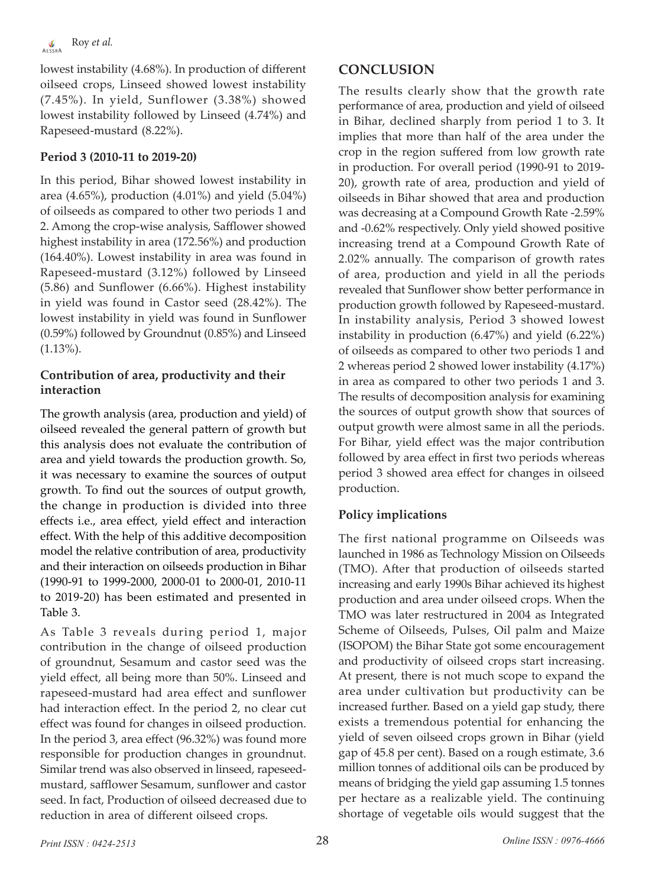lowest instability (4.68%). In production of different oilseed crops, Linseed showed lowest instability (7.45%). In yield, Sunflower (3.38%) showed lowest instability followed by Linseed (4.74%) and Rapeseed-mustard (8.22%).

### Period 3 (2010-11 to 2019-20)

In this period, Bihar showed lowest instability in area (4.65%), production (4.01%) and yield (5.04%) of oilseeds as compared to other two periods 1 and 2. Among the crop-wise analysis, Safflower showed highest instability in area (172.56%) and production (164.40%). Lowest instability in area was found in Rapeseed-mustard (3.12%) followed by Linseed (5.86) and Sunflower (6.66%). Highest instability in yield was found in Castor seed (28.42%). The lowest instability in yield was found in Sunflower (0.59%) followed by Groundnut (0.85%) and Linseed (1.13%).

### Contribution of area, productivity and their interaction

The growth analysis (area, production and yield) of oilseed revealed the general pattern of growth but this analysis does not evaluate the contribution of area and yield towards the production growth. So, it was necessary to examine the sources of output growth. To find out the sources of output growth, the change in production is divided into three effects i.e., area effect, yield effect and interaction effect. With the help of this additive decomposition model the relative contribution of area, productivity and their interaction on oilseeds production in Bihar (1990-91 to 1999-2000, 2000-01 to 2000-01, 2010-11 to 2019-20) has been estimated and presented in Table 3.

As Table 3 reveals during period 1, major contribution in the change of oilseed production of groundnut, Sesamum and castor seed was the yield effect, all being more than 50%. Linseed and rapeseed-mustard had area effect and sunflower had interaction effect. In the period 2, no clear cut effect was found for changes in oilseed production. In the period 3, area effect (96.32%) was found more responsible for production changes in groundnut. Similar trend was also observed in linseed, rapeseed-mustard, safflower Sesamum, sunflower and castor seed. In fact, Production of oilseed decreased due to reduction in area of different oilseed crops.

## CONCLUSION

The results clearly show that the growth rate performance of area, production and yield of oilseed in Bihar, declined sharply from period 1 to 3. It implies that more than half of the area under the crop in the region suffered from low growth rate in production. For overall period (1990-91 to 2019-20), growth rate of area, production and yield of oilseeds in Bihar showed that area and production was decreasing at a Compound Growth Rate -2.59% and -0.62% respectively. Only yield showed positive increasing trend at a Compound Growth Rate of 2.02% annually. The comparison of growth rates of area, production and yield in all the periods revealed that Sunflower show better performance in production growth followed by Rapeseed-mustard. In instability analysis, Period 3 showed lowest instability in production (6.47%) and yield (6.22%) of oilseeds as compared to other two periods 1 and 2 whereas period 2 showed lower instability (4.17%) in area as compared to other two periods 1 and 3. The results of decomposition analysis for examining the sources of output growth show that sources of output growth were almost same in all the periods. For Bihar, yield effect was the major contribution followed by area effect in first two periods whereas period 3 showed area effect for changes in oilseed production.

### Policy implications

The first national programme on Oilseeds was launched in 1986 as Technology Mission on Oilseeds (TMO). After that production of oilseeds started increasing and early 1990s Bihar achieved its highest production and area under oilseed crops. When the TMO was later restructured in 2004 as Integrated Scheme of Oilseeds, Pulses, Oil palm and Maize (ISOPOM) the Bihar State got some encouragement and productivity of oilseed crops start increasing. At present, there is not much scope to expand the area under cultivation but productivity can be increased further. Based on a yield gap study, there exists a tremendous potential for enhancing the yield of seven oilseed crops grown in Bihar (yield gap of 45.8 per cent). Based on a rough estimate, 3.6 million tonnes of additional oils can be produced by means of bridging the yield gap assuming 1.5 tonnes per hectare as a realizable yield. The continuing shortage of vegetable oils would suggest that the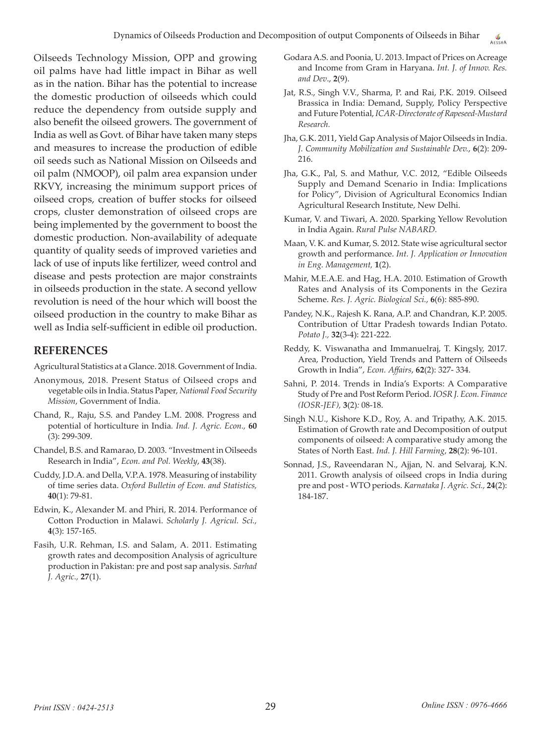Oilseeds Technology Mission, OPP and growing oil palms have had little impact in Bihar as well as in the nation. Bihar has the potential to increase the domestic production of oilseeds which could reduce the dependency from outside supply and also benefit the oilseed growers. The government of India as well as Govt. of Bihar have taken many steps and measures to increase the production of edible oil seeds such as National Mission on Oilseeds and oil palm (NMOOP), oil palm area expansion under RKVY, increasing the minimum support prices of oilseed crops, creation of buffer stocks for oilseed crops, cluster demonstration of oilseed crops are being implemented by the government to boost the domestic production. Non-availability of adequate quantity of quality seeds of improved varieties and lack of use of inputs like fertilizer, weed control and disease and pests protection are major constraints in oilseeds production in the state. A second yellow revolution is need of the hour which will boost the oilseed production in the country to make Bihar as well as India self-sufficient in edible oil production.

## REFERENCES

Agricultural Statistics at a Glance. 2018. Government of India.

Anonymous, 2018. Present Status of Oilseed crops and vegetable oils in India. Status Paper, *National Food Security Mission*, Government of India.

Chand, R., Raju, S.S. and Pandey L.M. 2008. Progress and potential of horticulture in India. *Ind. J. Agric. Econ.*, **60** (3): 299-309.

Chandel, B.S. and Ramarao, D. 2003. "Investment in Oilseeds Research in India", *Econ. and Pol. Weekly*, **43**(38).

Cuddy, J.D.A. and Della, V.P.A. 1978. Measuring of instability of time series data. *Oxford Bulletin of Econ. and Statistics,* **40**(1): 79-81.

Edwin, K., Alexander M. and Phiri, R. 2014. Performance of Cotton Production in Malawi. *Scholarly J. Agricul. Sci.,* **4**(3): 157-165.

Fasih, U.R. Rehman, I.S. and Salam, A. 2011. Estimating growth rates and decomposition Analysis of agriculture production in Pakistan: pre and post sap analysis. *Sarhad J. Agric.,* **27**(1).

Godara A.S. and Poonia, U. 2013. Impact of Prices on Acreage and Income from Gram in Haryana. *Int. J. of Innov. Res. and Dev*., **2**(9).

Jat, R.S., Singh V.V., Sharma, P. and Rai, P.K. 2019. Oilseed Brassica in India: Demand, Supply, Policy Perspective and Future Potential, *ICAR-Directorate of Rapeseed-Mustard Research.*

Jha, G.K. 2011, Yield Gap Analysis of Major Oilseeds in India. *J. Community Mobilization and Sustainable Dev.*, **6**(2): 209-216.

Jha, G.K., Pal, S. and Mathur, V.C. 2012, "Edible Oilseeds Supply and Demand Scenario in India: Implications for Policy", Division of Agricultural Economics Indian Agricultural Research Institute, New Delhi.

Kumar, V. and Tiwari, A. 2020. Sparking Yellow Revolution in India Again. *Rural Pulse NABARD.*

Maan, V. K. and Kumar, S. 2012. State wise agricultural sector growth and performance. *Int. J. Application or Innovation in Eng. Management,* **1**(2).

Mahir, M.E.A.E. and Hag, H.A. 2010. Estimation of Growth Rates and Analysis of its Components in the Gezira Scheme. *Res. J. Agric. Biological Sci.*, **6**(6): 885-890.

Pandey, N.K., Rajesh K. Rana, A.P. and Chandran, K.P. 2005. Contribution of Uttar Pradesh towards Indian Potato. *Potato J.,* **32**(3-4): 221-222.

Reddy, K. Viswanatha and Immanuelraj, T. Kingsly, 2017. Area, Production, Yield Trends and Pattern of Oilseeds Growth in India", *Econ. Affairs*, **62**(2): 327- 334.

Sahni, P. 2014. Trends in India's Exports: A Comparative Study of Pre and Post Reform Period. *IOSR J. Econ. Finance (IOSR-JEF),* **3**(2)*:* 08-18.

Singh N.U., Kishore K.D., Roy, A. and Tripathy, A.K. 2015. Estimation of Growth rate and Decomposition of output components of oilseed: A comparative study among the States of North East. *Ind. J. Hill Farming*, **28**(2): 96-101.

Sonnad, J.S., Raveendaran N., Ajjan, N. and Selvaraj, K.N. 2011. Growth analysis of oilseed crops in India during pre and post - WTO periods. *Karnataka J. Agric. Sci.,* **24**(2): 184-187.